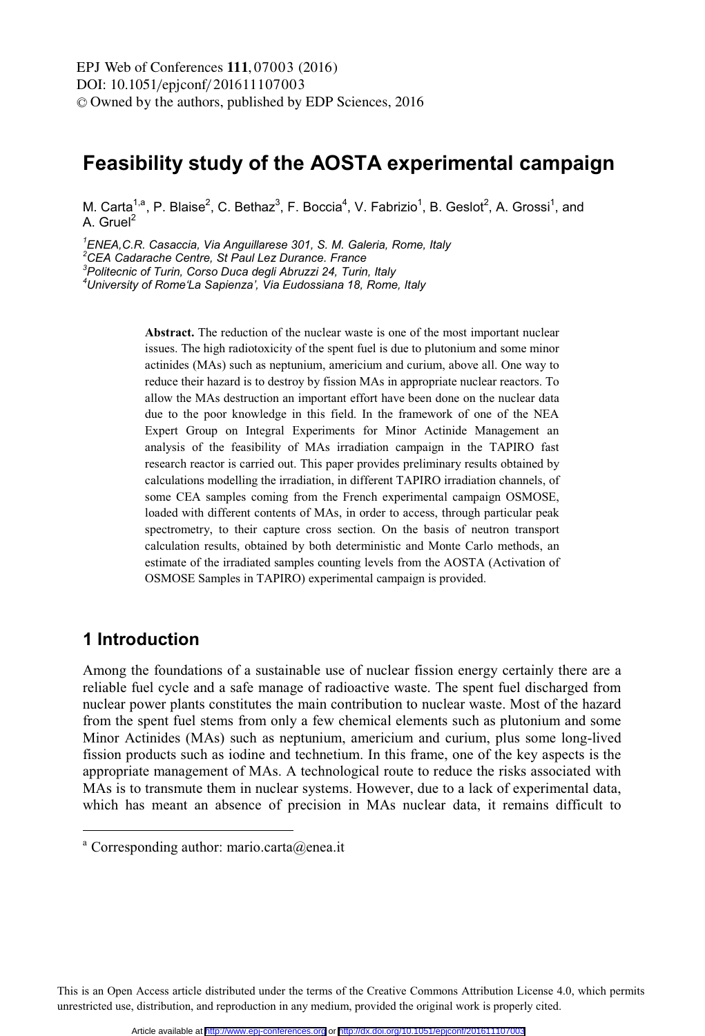# Feasibility study of the AOSTA experimental campaign

M. Carta[1,a], P. Blaise[2], C. Bethaz[3], F. Boccia[4], V. Fabrizio[1], B. Geslot[2], A. Grossi[1], and A. Gruel[2]

[1]*ENEA,C.R. Casaccia, Via Anguillarese 301, S. M. Galeria, Rome, Italy*
[2]*CEA Cadarache Centre, St Paul Lez Durance. France*
[3]*Politecnic of Turin, Corso Duca degli Abruzzi 24, Turin, Italy*
[4]*University of Rome'La Sapienza', Via Eudossiana 18, Rome, Italy*

**Abstract.** The reduction of the nuclear waste is one of the most important nuclear issues. The high radiotoxicity of the spent fuel is due to plutonium and some minor actinides (MAs) such as neptunium, americium and curium, above all. One way to reduce their hazard is to destroy by fission MAs in appropriate nuclear reactors. To allow the MAs destruction an important effort have been done on the nuclear data due to the poor knowledge in this field. In the framework of one of the NEA Expert Group on Integral Experiments for Minor Actinide Management an analysis of the feasibility of MAs irradiation campaign in the TAPIRO fast research reactor is carried out. This paper provides preliminary results obtained by calculations modelling the irradiation, in different TAPIRO irradiation channels, of some CEA samples coming from the French experimental campaign OSMOSE, loaded with different contents of MAs, in order to access, through particular peak spectrometry, to their capture cross section. On the basis of neutron transport calculation results, obtained by both deterministic and Monte Carlo methods, an estimate of the irradiated samples counting levels from the AOSTA (Activation of OSMOSE Samples in TAPIRO) experimental campaign is provided.

## 1 Introduction

Among the foundations of a sustainable use of nuclear fission energy certainly there are a reliable fuel cycle and a safe manage of radioactive waste. The spent fuel discharged from nuclear power plants constitutes the main contribution to nuclear waste. Most of the hazard from the spent fuel stems from only a few chemical elements such as plutonium and some Minor Actinides (MAs) such as neptunium, americium and curium, plus some long-lived fission products such as iodine and technetium. In this frame, one of the key aspects is the appropriate management of MAs. A technological route to reduce the risks associated with MAs is to transmute them in nuclear systems. However, due to a lack of experimental data, which has meant an absence of precision in MAs nuclear data, it remains difficult to

[a] Corresponding author: mario.carta@enea.it

This is an Open Access article distributed under the terms of the Creative Commons Attribution License 4.0, which permits unrestricted use, distribution, and reproduction in any medium, provided the original work is properly cited.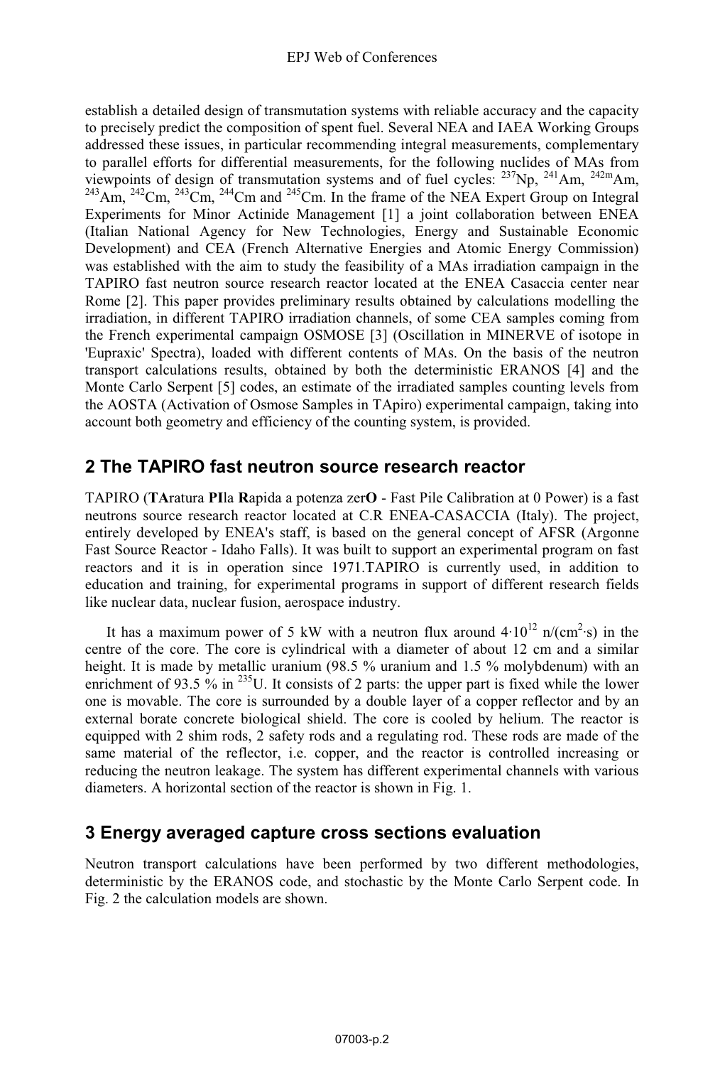establish a detailed design of transmutation systems with reliable accuracy and the capacity to precisely predict the composition of spent fuel. Several NEA and IAEA Working Groups addressed these issues, in particular recommending integral measurements, complementary to parallel efforts for differential measurements, for the following nuclides of MAs from viewpoints of design of transmutation systems and of fuel cycles: $^{237}$Np, $^{241}$Am, $^{242m}$Am, $^{243}$Am, $^{242}$Cm, $^{243}$Cm, $^{244}$Cm and $^{245}$Cm. In the frame of the NEA Expert Group on Integral Experiments for Minor Actinide Management [1] a joint collaboration between ENEA (Italian National Agency for New Technologies, Energy and Sustainable Economic Development) and CEA (French Alternative Energies and Atomic Energy Commission) was established with the aim to study the feasibility of a MAs irradiation campaign in the TAPIRO fast neutron source research reactor located at the ENEA Casaccia center near Rome [2]. This paper provides preliminary results obtained by calculations modelling the irradiation, in different TAPIRO irradiation channels, of some CEA samples coming from the French experimental campaign OSMOSE [3] (Oscillation in MINERVE of isotope in 'Eupraxic' Spectra), loaded with different contents of MAs. On the basis of the neutron transport calculations results, obtained by both the deterministic ERANOS [4] and the Monte Carlo Serpent [5] codes, an estimate of the irradiated samples counting levels from the AOSTA (Activation of Osmose Samples in TApiro) experimental campaign, taking into account both geometry and efficiency of the counting system, is provided.

## 2 The TAPIRO fast neutron source research reactor

TAPIRO (**TA**ratura **PI**la **R**apida a potenza zer**O** - Fast Pile Calibration at 0 Power) is a fast neutrons source research reactor located at C.R ENEA-CASACCIA (Italy). The project, entirely developed by ENEA's staff, is based on the general concept of AFSR (Argonne Fast Source Reactor - Idaho Falls). It was built to support an experimental program on fast reactors and it is in operation since 1971.TAPIRO is currently used, in addition to education and training, for experimental programs in support of different research fields like nuclear data, nuclear fusion, aerospace industry.

It has a maximum power of 5 kW with a neutron flux around $4{\cdot}10^{12}$ n/(cm$^2$·s) in the centre of the core. The core is cylindrical with a diameter of about 12 cm and a similar height. It is made by metallic uranium (98.5 % uranium and 1.5 % molybdenum) with an enrichment of 93.5 % in $^{235}$U. It consists of 2 parts: the upper part is fixed while the lower one is movable. The core is surrounded by a double layer of a copper reflector and by an external borate concrete biological shield. The core is cooled by helium. The reactor is equipped with 2 shim rods, 2 safety rods and a regulating rod. These rods are made of the same material of the reflector, i.e. copper, and the reactor is controlled increasing or reducing the neutron leakage. The system has different experimental channels with various diameters. A horizontal section of the reactor is shown in Fig. 1.

## 3 Energy averaged capture cross sections evaluation

Neutron transport calculations have been performed by two different methodologies, deterministic by the ERANOS code, and stochastic by the Monte Carlo Serpent code. In Fig. 2 the calculation models are shown.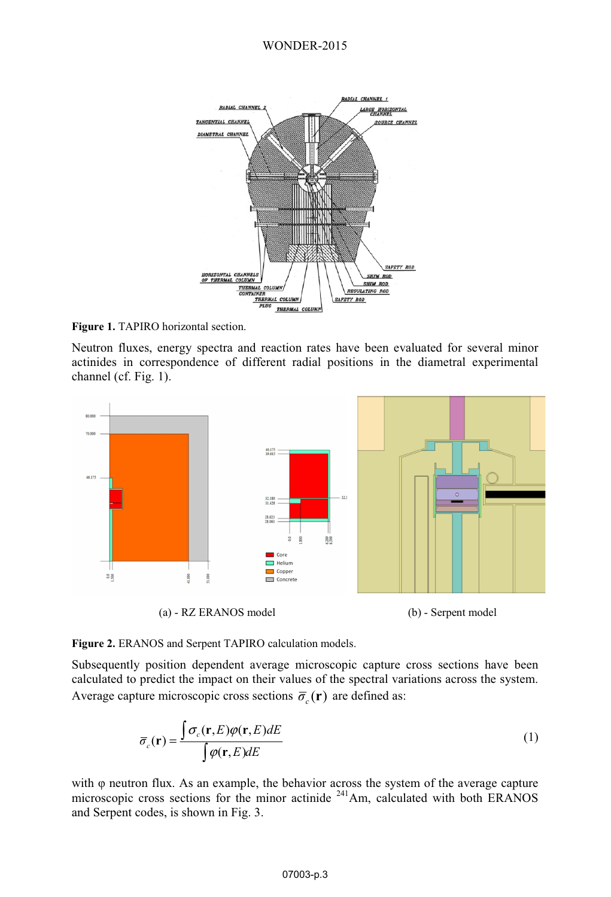**Figure 1.** TAPIRO horizontal section.

Neutron fluxes, energy spectra and reaction rates have been evaluated for several minor actinides in correspondence of different radial positions in the diametral experimental channel (cf. Fig. 1).

(a) - RZ ERANOS model

(b) - Serpent model

**Figure 2.** ERANOS and Serpent TAPIRO calculation models.

Subsequently position dependent average microscopic capture cross sections have been calculated to predict the impact on their values of the spectral variations across the system. Average capture microscopic cross sections $\bar{\sigma}_c(\mathbf{r})$ are defined as:

$$\bar{\sigma}_c(\mathbf{r}) = \frac{\int \sigma_c(\mathbf{r}, E)\varphi(\mathbf{r}, E)dE}{\int \varphi(\mathbf{r}, E)dE} \tag{1}$$

with φ neutron flux. As an example, the behavior across the system of the average capture microscopic cross sections for the minor actinide $^{241}$Am, calculated with both ERANOS and Serpent codes, is shown in Fig. 3.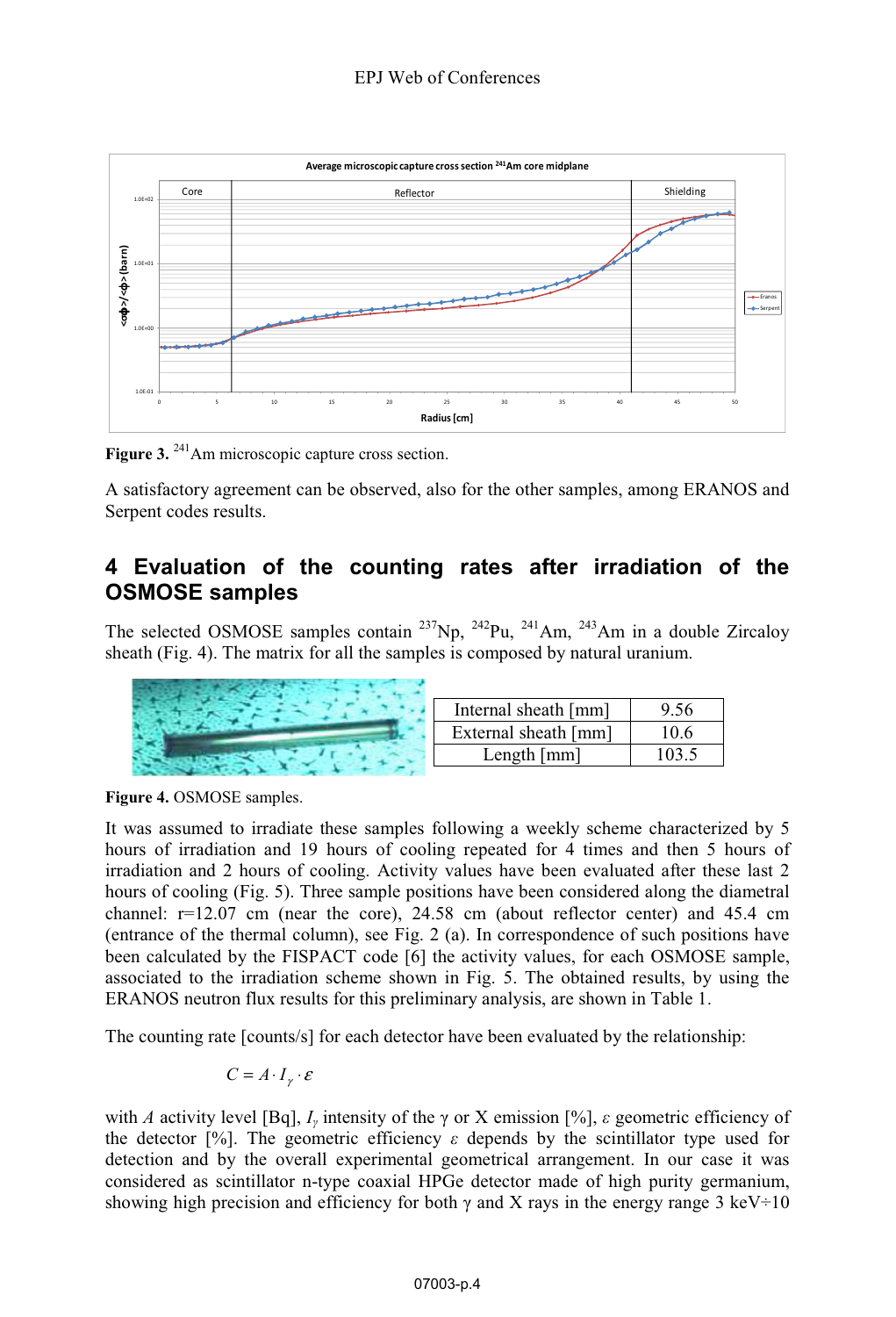**Figure 3.** $^{241}$Am microscopic capture cross section.

A satisfactory agreement can be observed, also for the other samples, among ERANOS and Serpent codes results.

## 4 Evaluation of the counting rates after irradiation of the OSMOSE samples

The selected OSMOSE samples contain $^{237}$Np, $^{242}$Pu, $^{241}$Am, $^{243}$Am in a double Zircaloy sheath (Fig. 4). The matrix for all the samples is composed by natural uranium.

| Internal sheath [mm] | 9.56 |
|---|---|
| External sheath [mm] | 10.6 |
| Length [mm] | 103.5 |

**Figure 4.** OSMOSE samples.

It was assumed to irradiate these samples following a weekly scheme characterized by 5 hours of irradiation and 19 hours of cooling repeated for 4 times and then 5 hours of irradiation and 2 hours of cooling. Activity values have been evaluated after these last 2 hours of cooling (Fig. 5). Three sample positions have been considered along the diametral channel: r=12.07 cm (near the core), 24.58 cm (about reflector center) and 45.4 cm (entrance of the thermal column), see Fig. 2 (a). In correspondence of such positions have been calculated by the FISPACT code [6] the activity values, for each OSMOSE sample, associated to the irradiation scheme shown in Fig. 5. The obtained results, by using the ERANOS neutron flux results for this preliminary analysis, are shown in Table 1.

The counting rate [counts/s] for each detector have been evaluated by the relationship:

$$C = A \cdot I_\gamma \cdot \varepsilon$$

with $A$ activity level [Bq], $I_\gamma$ intensity of the γ or X emission [%], $\varepsilon$ geometric efficiency of the detector [%]. The geometric efficiency $\varepsilon$ depends by the scintillator type used for detection and by the overall experimental geometrical arrangement. In our case it was considered as scintillator n-type coaxial HPGe detector made of high purity germanium, showing high precision and efficiency for both γ and X rays in the energy range 3 keV÷10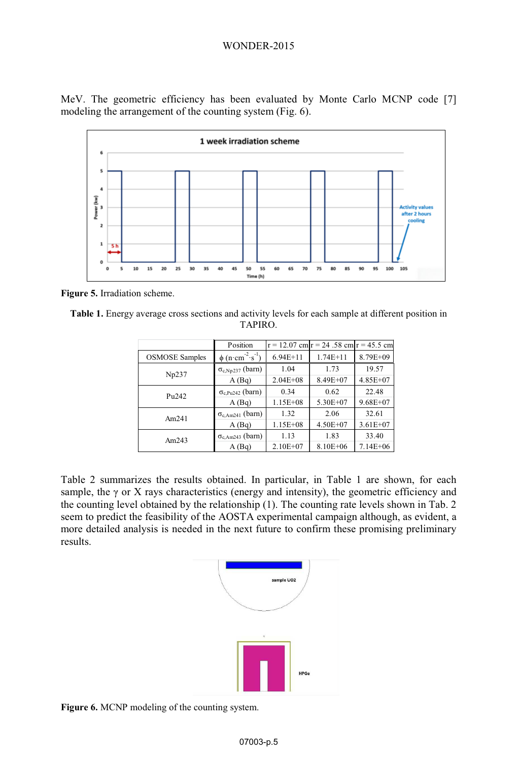MeV. The geometric efficiency has been evaluated by Monte Carlo MCNP code [7] modeling the arrangement of the counting system (Fig. 6).

**Figure 5.** Irradiation scheme.

**Table 1.** Energy average cross sections and activity levels for each sample at different position in TAPIRO.

| | Position | r = 12.07 cm | r = 24 .58 cm | r = 45.5 cm |
|---|---|---|---|---|
| OSMOSE Samples | $\phi$ ($n \cdot cm^{-2} \cdot s^{-1}$) | 6.94E+11 | 1.74E+11 | 8.79E+09 |
| Np237 | $\sigma_{c,Np237}$ (barn) | 1.04 | 1.73 | 19.57 |
| | A (Bq) | 2.04E+08 | 8.49E+07 | 4.85E+07 |
| Pu242 | $\sigma_{c,Pu242}$ (barn) | 0.34 | 0.62 | 22.48 |
| | A (Bq) | 1.15E+08 | 5.30E+07 | 9.68E+07 |
| Am241 | $\sigma_{c,Am241}$ (barn) | 1.32 | 2.06 | 32.61 |
| | A (Bq) | 1.15E+08 | 4.50E+07 | 3.61E+07 |
| Am243 | $\sigma_{c,Am243}$ (barn) | 1.13 | 1.83 | 33.40 |
| | A (Bq) | 2.10E+07 | 8.10E+06 | 7.14E+06 |

Table 2 summarizes the results obtained. In particular, in Table 1 are shown, for each sample, the $\gamma$ or X rays characteristics (energy and intensity), the geometric efficiency and the counting level obtained by the relationship (1). The counting rate levels shown in Tab. 2 seem to predict the feasibility of the AOSTA experimental campaign although, as evident, a more detailed analysis is needed in the next future to confirm these promising preliminary results.

**Figure 6.** MCNP modeling of the counting system.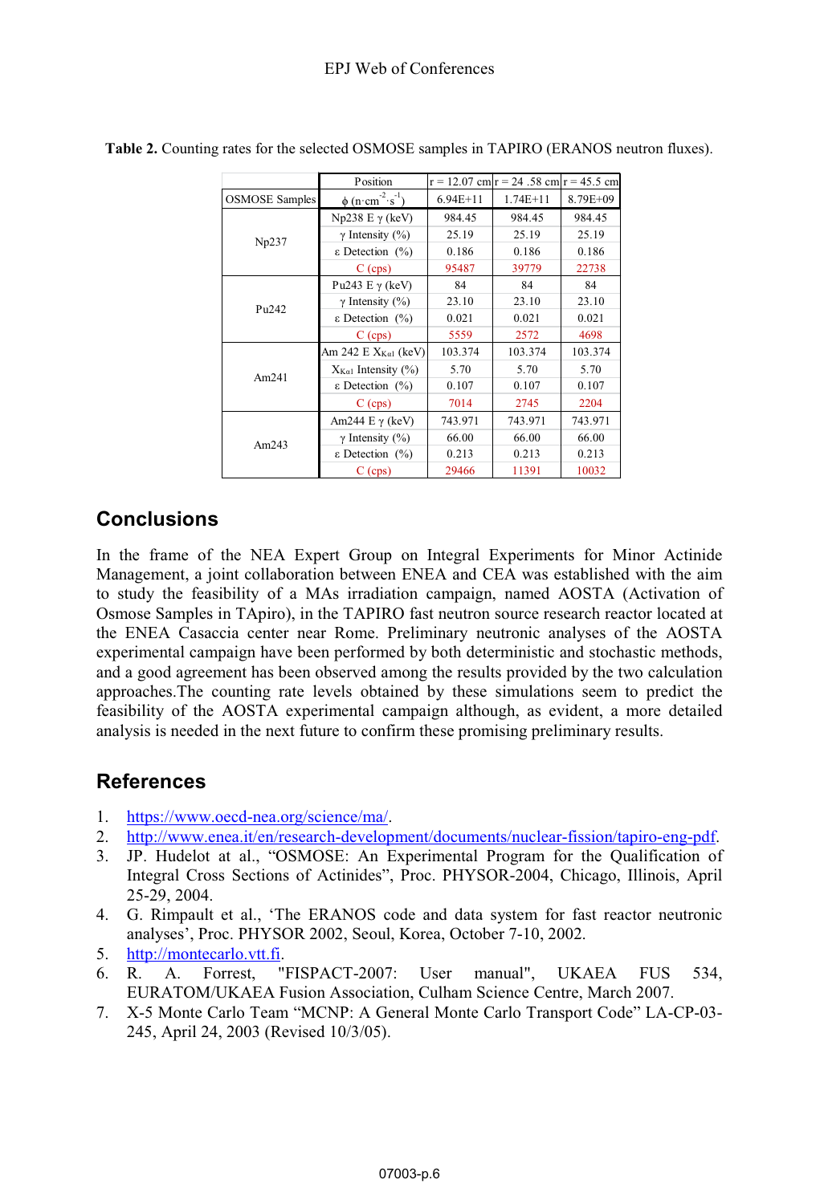**Table 2.** Counting rates for the selected OSMOSE samples in TAPIRO (ERANOS neutron fluxes).

| | Position | r = 12.07 cm | r = 24 .58 cm | r = 45.5 cm |
|---|---|---|---|---|
| OSMOSE Samples | $\phi$ ($n \cdot cm^{-2} \cdot s^{-1}$) | 6.94E+11 | 1.74E+11 | 8.79E+09 |
| Np237 | Np238 E $\gamma$ (keV) | 984.45 | 984.45 | 984.45 |
| | $\gamma$ Intensity (%) | 25.19 | 25.19 | 25.19 |
| | $\varepsilon$ Detection (%) | 0.186 | 0.186 | 0.186 |
| | C (cps) | 95487 | 39779 | 22738 |
| Pu242 | Pu243 E $\gamma$ (keV) | 84 | 84 | 84 |
| | $\gamma$ Intensity (%) | 23.10 | 23.10 | 23.10 |
| | $\varepsilon$ Detection (%) | 0.021 | 0.021 | 0.021 |
| | C (cps) | 5559 | 2572 | 4698 |
| Am241 | Am 242 E $X_{K\alpha 1}$ (keV) | 103.374 | 103.374 | 103.374 |
| | $X_{K\alpha 1}$ Intensity (%) | 5.70 | 5.70 | 5.70 |
| | $\varepsilon$ Detection (%) | 0.107 | 0.107 | 0.107 |
| | C (cps) | 7014 | 2745 | 2204 |
| Am243 | Am244 E $\gamma$ (keV) | 743.971 | 743.971 | 743.971 |
| | $\gamma$ Intensity (%) | 66.00 | 66.00 | 66.00 |
| | $\varepsilon$ Detection (%) | 0.213 | 0.213 | 0.213 |
| | C (cps) | 29466 | 11391 | 10032 |

## Conclusions

In the frame of the NEA Expert Group on Integral Experiments for Minor Actinide Management, a joint collaboration between ENEA and CEA was established with the aim to study the feasibility of a MAs irradiation campaign, named AOSTA (Activation of Osmose Samples in TApiro), in the TAPIRO fast neutron source research reactor located at the ENEA Casaccia center near Rome. Preliminary neutronic analyses of the AOSTA experimental campaign have been performed by both deterministic and stochastic methods, and a good agreement has been observed among the results provided by the two calculation approaches.The counting rate levels obtained by these simulations seem to predict the feasibility of the AOSTA experimental campaign although, as evident, a more detailed analysis is needed in the next future to confirm these promising preliminary results.

## References

1. https://www.oecd-nea.org/science/ma/.
2. http://www.enea.it/en/research-development/documents/nuclear-fission/tapiro-eng-pdf.
3. JP. Hudelot at al., "OSMOSE: An Experimental Program for the Qualification of Integral Cross Sections of Actinides", Proc. PHYSOR-2004, Chicago, Illinois, April 25-29, 2004.
4. G. Rimpault et al., 'The ERANOS code and data system for fast reactor neutronic analyses', Proc. PHYSOR 2002, Seoul, Korea, October 7-10, 2002.
5. http://montecarlo.vtt.fi.
6. R. A. Forrest, "FISPACT-2007: User manual", UKAEA FUS 534, EURATOM/UKAEA Fusion Association, Culham Science Centre, March 2007.
7. X-5 Monte Carlo Team "MCNP: A General Monte Carlo Transport Code" LA-CP-03-245, April 24, 2003 (Revised 10/3/05).